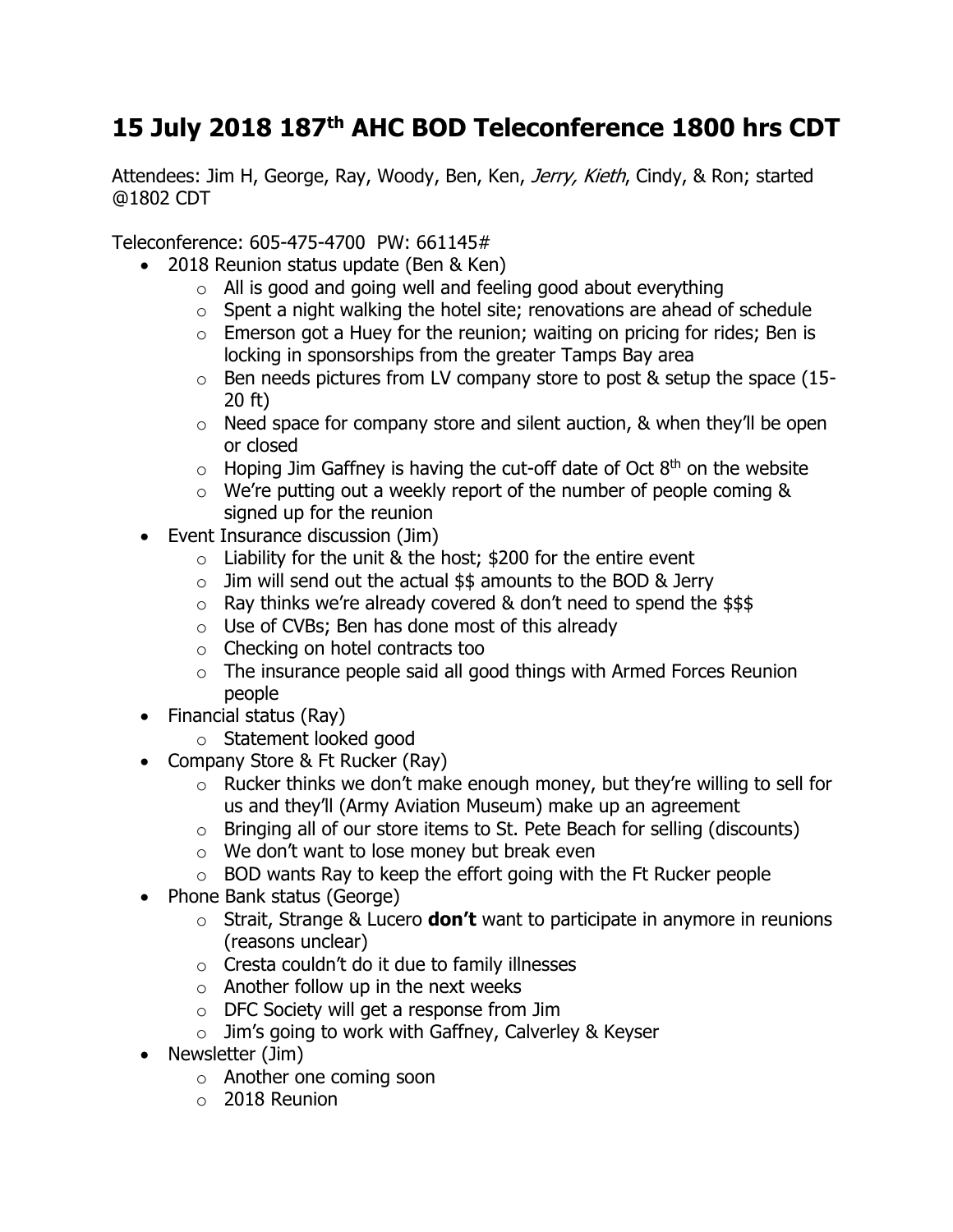# 15 July 2018 187th AHC BOD Teleconference 1800 hrs CDT

Attendees: Jim H, George, Ray, Woody, Ben, Ken, *Jerry, Kieth*, Cindy, & Ron; started @1802 CDT

Teleconference: 605-475-4700 PW: 661145#

- 2018 Reunion status update (Ben & Ken)
  - All is good and going well and feeling good about everything
  - Spent a night walking the hotel site; renovations are ahead of schedule
  - Emerson got a Huey for the reunion; waiting on pricing for rides; Ben is locking in sponsorships from the greater Tamps Bay area
  - Ben needs pictures from LV company store to post & setup the space (15-20 ft)
  - Need space for company store and silent auction, & when they'll be open or closed
  - Hoping Jim Gaffney is having the cut-off date of Oct 8th on the website
  - We're putting out a weekly report of the number of people coming & signed up for the reunion
- Event Insurance discussion (Jim)
  - Liability for the unit & the host; $200 for the entire event
  - Jim will send out the actual $$ amounts to the BOD & Jerry
  - Ray thinks we're already covered & don't need to spend the $$$
  - Use of CVBs; Ben has done most of this already
  - Checking on hotel contracts too
  - The insurance people said all good things with Armed Forces Reunion people
- Financial status (Ray)
  - Statement looked good
- Company Store & Ft Rucker (Ray)
  - Rucker thinks we don't make enough money, but they're willing to sell for us and they'll (Army Aviation Museum) make up an agreement
  - Bringing all of our store items to St. Pete Beach for selling (discounts)
  - We don't want to lose money but break even
  - BOD wants Ray to keep the effort going with the Ft Rucker people
- Phone Bank status (George)
  - Strait, Strange & Lucero **don't** want to participate in anymore in reunions (reasons unclear)
  - Cresta couldn't do it due to family illnesses
  - Another follow up in the next weeks
  - DFC Society will get a response from Jim
  - Jim's going to work with Gaffney, Calverley & Keyser
- Newsletter (Jim)
  - Another one coming soon
  - 2018 Reunion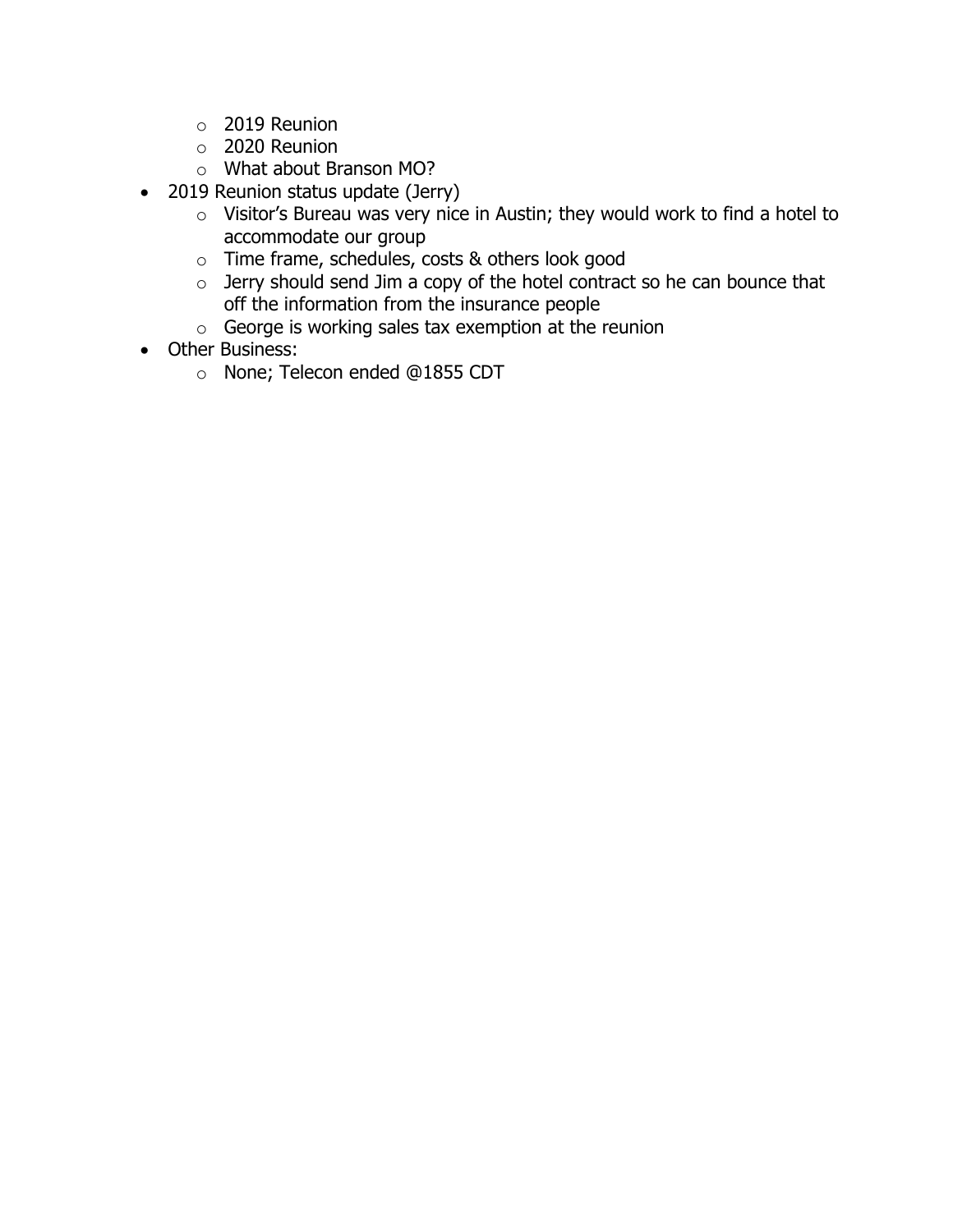- 2019 Reunion
  - 2020 Reunion
  - What about Branson MO?
- 2019 Reunion status update (Jerry)
  - Visitor's Bureau was very nice in Austin; they would work to find a hotel to accommodate our group
  - Time frame, schedules, costs & others look good
  - Jerry should send Jim a copy of the hotel contract so he can bounce that off the information from the insurance people
  - George is working sales tax exemption at the reunion
- Other Business:
  - None; Telecon ended @1855 CDT